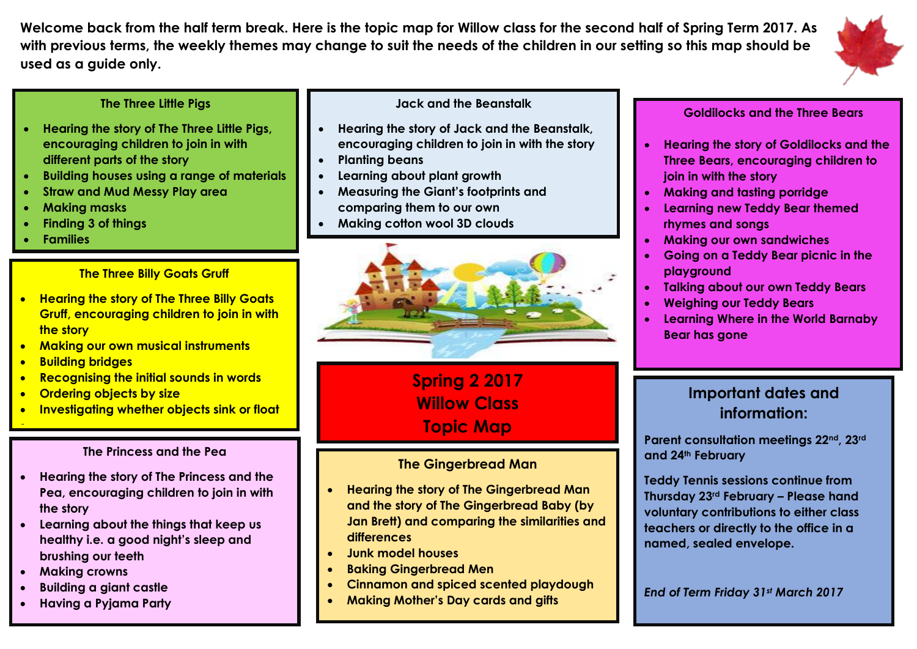**Welcome back from the half term break. Here is the topic map for Willow class for the second half of Spring Term 2017. As with previous terms, the weekly themes may change to suit the needs of the children in our setting so this map should be used as a guide only.**

# Spring 2 2017 Willow Class Topic Map

### The Three Little Pigs

- Hearing the story of The Three Little Pigs, encouraging children to join in with different parts of the story
- Building houses using a range of materials
- Straw and Mud Messy Play area
- Making masks
- Finding 3 of things
- Families

### The Three Billy Goats Gruff

- Hearing the story of The Three Billy Goats Gruff, encouraging children to join in with the story
- Making our own musical instruments
- Building bridges
- Recognising the initial sounds in words
- Ordering objects by size
- Investigating whether objects sink or float

### The Princess and the Pea

- Hearing the story of The Princess and the Pea, encouraging children to join in with the story
- Learning about the things that keep us healthy i.e. a good night's sleep and brushing our teeth
- Making crowns
- Building a giant castle
- Having a Pyjama Party

### Jack and the Beanstalk

- Hearing the story of Jack and the Beanstalk, encouraging children to join in with the story
- Planting beans
- Learning about plant growth
- Measuring the Giant's footprints and comparing them to our own
- Making cotton wool 3D clouds

### The Gingerbread Man

- Hearing the story of The Gingerbread Man and the story of The Gingerbread Baby (by Jan Brett) and comparing the similarities and differences
- Junk model houses
- Baking Gingerbread Men
- Cinnamon and spiced scented playdough
- Making Mother's Day cards and gifts

### Goldilocks and the Three Bears

- Hearing the story of Goldilocks and the Three Bears, encouraging children to join in with the story
- Making and tasting porridge
- Learning new Teddy Bear themed rhymes and songs
- Making our own sandwiches
- Going on a Teddy Bear picnic in the playground
- Talking about our own Teddy Bears
- Weighing our Teddy Bears
- Learning Where in the World Barnaby Bear has gone

## Important dates and information:

**Parent consultation meetings 22nd, 23rd and 24th February**

**Teddy Tennis sessions continue from Thursday 23rd February – Please hand voluntary contributions to either class teachers or directly to the office in a named, sealed envelope.**

***End of Term Friday 31st March 2017***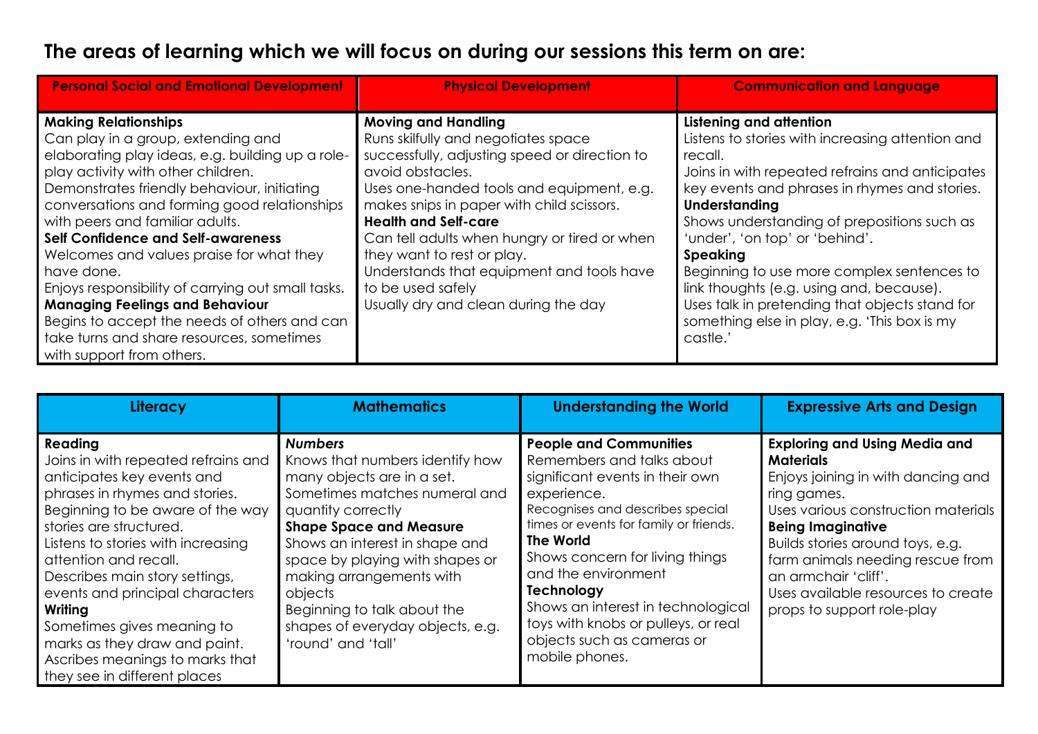## The areas of learning which we will focus on during our sessions this term on are:

| Personal Social and Emotional Development | Physical Development | Communication and Language |
|---|---|---|
| **Making Relationships**<br>Can play in a group, extending and elaborating play ideas, e.g. building up a role-play activity with other children.<br>Demonstrates friendly behaviour, initiating conversations and forming good relationships with peers and familiar adults.<br>**Self Confidence and Self-awareness**<br>Welcomes and values praise for what they have done.<br>Enjoys responsibility of carrying out small tasks.<br>**Managing Feelings and Behaviour**<br>Begins to accept the needs of others and can take turns and share resources, sometimes with support from others. | **Moving and Handling**<br>Runs skilfully and negotiates space successfully, adjusting speed or direction to avoid obstacles.<br>Uses one-handed tools and equipment, e.g. makes snips in paper with child scissors.<br>**Health and Self-care**<br>Can tell adults when hungry or tired or when they want to rest or play.<br>Understands that equipment and tools have to be used safely<br>Usually dry and clean during the day | **Listening and attention**<br>Listens to stories with increasing attention and recall.<br>Joins in with repeated refrains and anticipates key events and phrases in rhymes and stories.<br>**Understanding**<br>Shows understanding of prepositions such as 'under', 'on top' or 'behind'.<br>**Speaking**<br>Beginning to use more complex sentences to link thoughts (e.g. using and, because).<br>Uses talk in pretending that objects stand for something else in play, e.g. 'This box is my castle.' |

| Literacy | Mathematics | Understanding the World | Expressive Arts and Design |
|---|---|---|---|
| **Reading**<br>Joins in with repeated refrains and anticipates key events and phrases in rhymes and stories.<br>Beginning to be aware of the way stories are structured.<br>Listens to stories with increasing attention and recall.<br>Describes main story settings, events and principal characters<br>**Writing**<br>Sometimes gives meaning to marks as they draw and paint.<br>Ascribes meanings to marks that they see in different places | ***Numbers***<br>Knows that numbers identify how many objects are in a set.<br>Sometimes matches numeral and quantity correctly<br>**Shape Space and Measure**<br>Shows an interest in shape and space by playing with shapes or making arrangements with objects<br>Beginning to talk about the shapes of everyday objects, e.g. 'round' and 'tall' | **People and Communities**<br>Remembers and talks about significant events in their own experience.<br>Recognises and describes special times or events for family or friends.<br>**The World**<br>Shows concern for living things and the environment<br>**Technology**<br>Shows an interest in technological toys with knobs or pulleys, or real objects such as cameras or mobile phones. | **Exploring and Using Media and Materials**<br>Enjoys joining in with dancing and ring games.<br>Uses various construction materials<br>**Being Imaginative**<br>Builds stories around toys, e.g. farm animals needing rescue from an armchair 'cliff'.<br>Uses available resources to create props to support role-play |